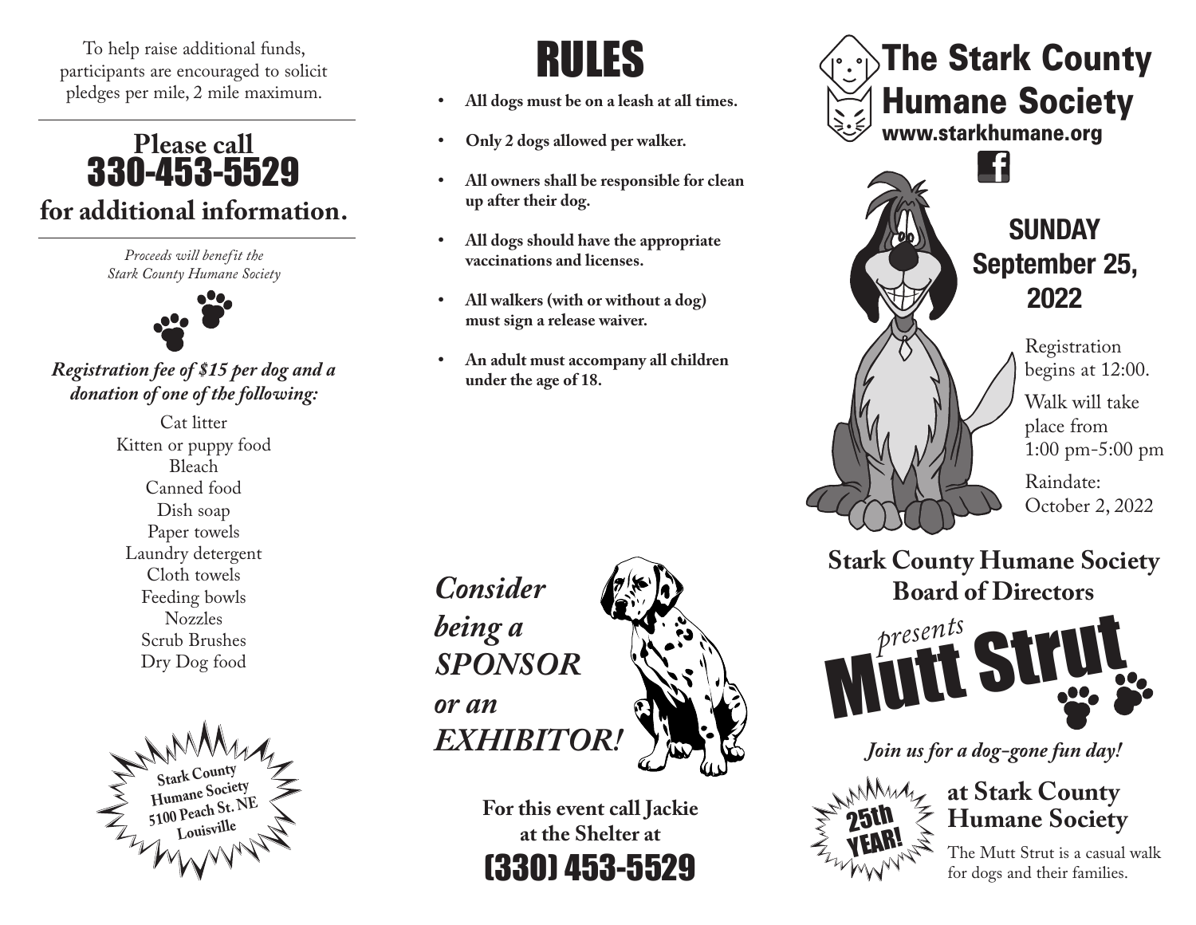To help raise additional funds, participants are encouraged to solicit pledges per mile, 2 mile maximum.

**Please call**
## 330-453-5529
**for additional information.**

*Proceeds will benefit the Stark County Humane Society*

***Registration fee of $15 per dog and a donation of one of the following:***

Cat litter
Kitten or puppy food
Bleach
Canned food
Dish soap
Paper towels
Laundry detergent
Cloth towels
Feeding bowls
Nozzles
Scrub Brushes
Dry Dog food

**Stark County Humane Society 5100 Peach St. NE Louisville**

# RULES

- **All dogs must be on a leash at all times.**
- **Only 2 dogs allowed per walker.**
- **All owners shall be responsible for clean up after their dog.**
- **All dogs should have the appropriate vaccinations and licenses.**
- **All walkers (with or without a dog) must sign a release waiver.**
- **An adult must accompany all children under the age of 18.**

***Consider being a SPONSOR or an EXHIBITOR!***

**For this event call Jackie at the Shelter at**
## (330) 453-5529

# The Stark County Humane Society
**www.starkhumane.org**

## SUNDAY September 25, 2022

Registration begins at 12:00.

Walk will take place from 1:00 pm-5:00 pm

Raindate: October 2, 2022

**Stark County Humane Society Board of Directors**

*presents*

# Mutt Strut

***Join us for a dog-gone fun day!***

25th YEAR!

**at Stark County Humane Society**

The Mutt Strut is a casual walk for dogs and their families.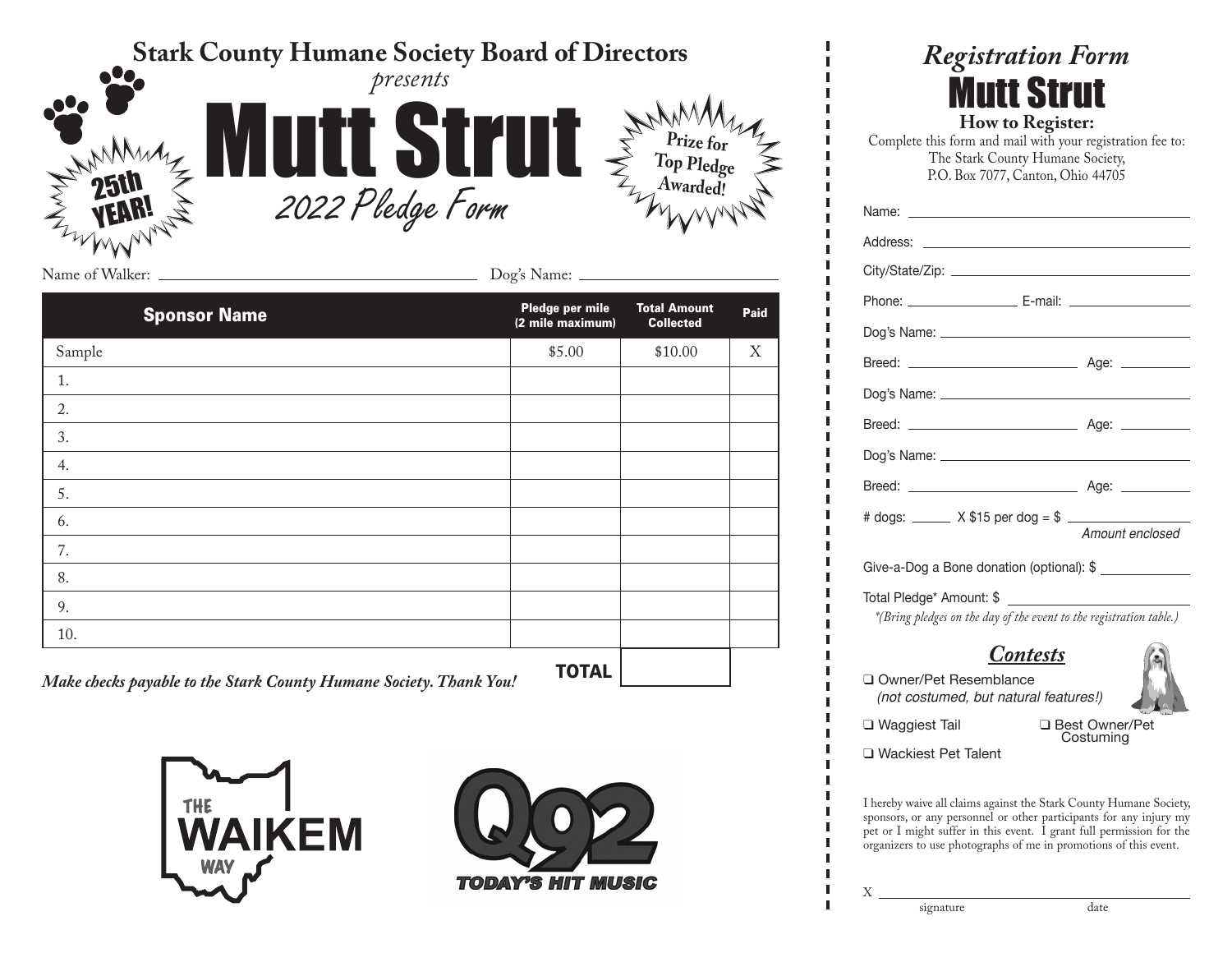**Stark County Humane Society Board of Directors**

*presents*

# Mutt Strut

## 2022 Pledge Form

25th YEAR!

**Prize for Top Pledge Awarded!**

Name of Walker: ______________________ Dog's Name: ______________________

| Sponsor Name | Pledge per mile (2 mile maximum) | Total Amount Collected | Paid |
|---|---|---|---|
| Sample | $5.00 | $10.00 | X |
| 1. | | | |
| 2. | | | |
| 3. | | | |
| 4. | | | |
| 5. | | | |
| 6. | | | |
| 7. | | | |
| 8. | | | |
| 9. | | | |
| 10. | | | |
| | **TOTAL** | | |

***Make checks payable to the Stark County Humane Society. Thank You!***

THE WAIKEM WAY

Q92 TODAY'S HIT MUSIC

---

## *Registration Form*

# Mutt Strut

### How to Register:

Complete this form and mail with your registration fee to:
The Stark County Humane Society,
P.O. Box 7077, Canton, Ohio 44705

Name: ______________________

Address: ______________________

City/State/Zip: ______________________

Phone: ______________ E-mail: ______________

Dog's Name: ______________________

Breed: ______________ Age: ________

Dog's Name: ______________________

Breed: ______________ Age: ________

Dog's Name: ______________________

Breed: ______________ Age: ________

# dogs: _____ X $15 per dog = $ ______________
*Amount enclosed*

Give-a-Dog a Bone donation (optional): $ ____________

Total Pledge* Amount: $ ______________

*\*(Bring pledges on the day of the event to the registration table.)*

### ***Contests***

- ❑ Owner/Pet Resemblance *(not costumed, but natural features!)*
- ❑ Waggiest Tail
- ❑ Best Owner/Pet Costuming
- ❑ Wackiest Pet Talent

I hereby waive all claims against the Stark County Humane Society, sponsors, or any personnel or other participants for any injury my pet or I might suffer in this event. I grant full permission for the organizers to use photographs of me in promotions of this event.

X ______________________

signature date